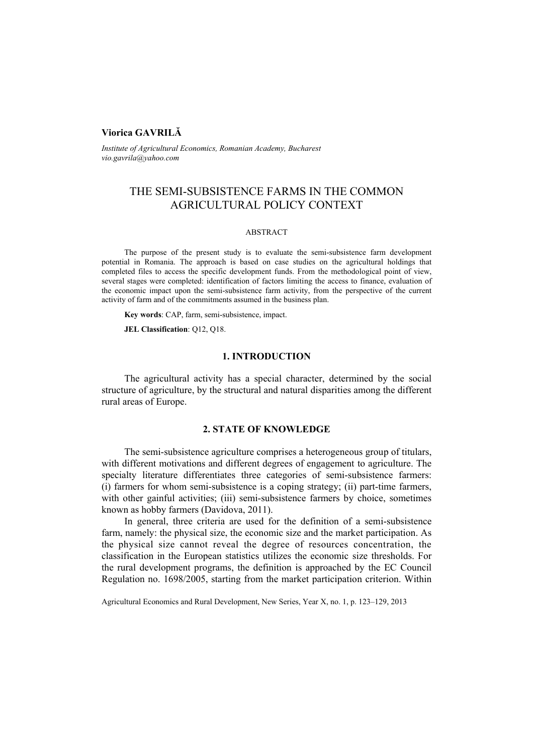**Viorica GAVRILĂ**

*Institute of Agricultural Economics, Romanian Academy, Bucharest*
*vio.gavrila@yahoo.com*

# THE SEMI-SUBSISTENCE FARMS IN THE COMMON AGRICULTURAL POLICY CONTEXT

ABSTRACT

The purpose of the present study is to evaluate the semi-subsistence farm development potential in Romania. The approach is based on case studies on the agricultural holdings that completed files to access the specific development funds. From the methodological point of view, several stages were completed: identification of factors limiting the access to finance, evaluation of the economic impact upon the semi-subsistence farm activity, from the perspective of the current activity of farm and of the commitments assumed in the business plan.

**Key words**: CAP, farm, semi-subsistence, impact.

**JEL Classification**: Q12, Q18.

## 1. INTRODUCTION

The agricultural activity has a special character, determined by the social structure of agriculture, by the structural and natural disparities among the different rural areas of Europe.

## 2. STATE OF KNOWLEDGE

The semi-subsistence agriculture comprises a heterogeneous group of titulars, with different motivations and different degrees of engagement to agriculture. The specialty literature differentiates three categories of semi-subsistence farmers: (i) farmers for whom semi-subsistence is a coping strategy; (ii) part-time farmers, with other gainful activities; (iii) semi-subsistence farmers by choice, sometimes known as hobby farmers (Davidova, 2011).

In general, three criteria are used for the definition of a semi-subsistence farm, namely: the physical size, the economic size and the market participation. As the physical size cannot reveal the degree of resources concentration, the classification in the European statistics utilizes the economic size thresholds. For the rural development programs, the definition is approached by the EC Council Regulation no. 1698/2005, starting from the market participation criterion. Within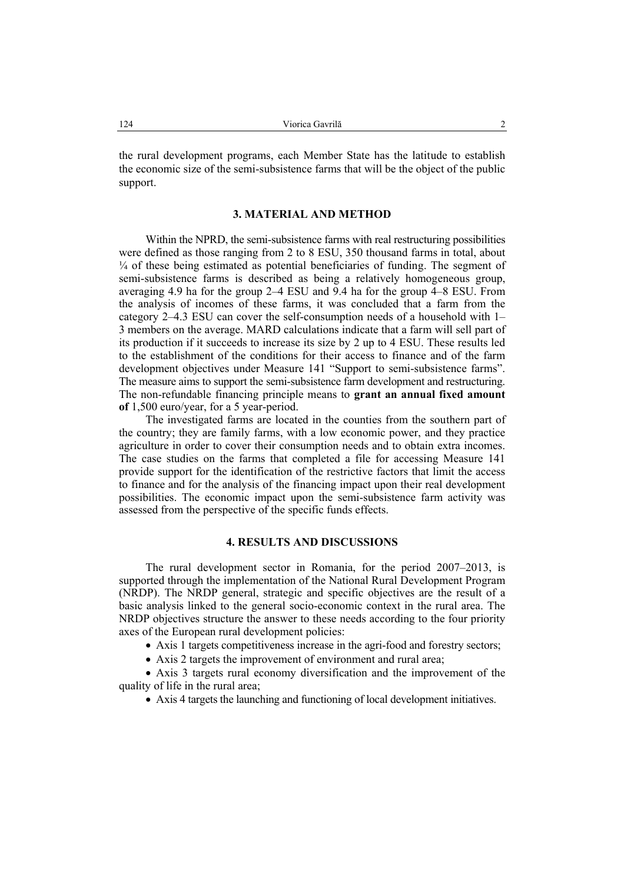the rural development programs, each Member State has the latitude to establish the economic size of the semi-subsistence farms that will be the object of the public support.

## 3. MATERIAL AND METHOD

Within the NPRD, the semi-subsistence farms with real restructuring possibilities were defined as those ranging from 2 to 8 ESU, 350 thousand farms in total, about ¼ of these being estimated as potential beneficiaries of funding. The segment of semi-subsistence farms is described as being a relatively homogeneous group, averaging 4.9 ha for the group 2–4 ESU and 9.4 ha for the group 4–8 ESU. From the analysis of incomes of these farms, it was concluded that a farm from the category 2–4.3 ESU can cover the self-consumption needs of a household with 1–3 members on the average. MARD calculations indicate that a farm will sell part of its production if it succeeds to increase its size by 2 up to 4 ESU. These results led to the establishment of the conditions for their access to finance and of the farm development objectives under Measure 141 "Support to semi-subsistence farms". The measure aims to support the semi-subsistence farm development and restructuring. The non-refundable financing principle means to **grant an annual fixed amount of** 1,500 euro/year, for a 5 year-period.

The investigated farms are located in the counties from the southern part of the country; they are family farms, with a low economic power, and they practice agriculture in order to cover their consumption needs and to obtain extra incomes. The case studies on the farms that completed a file for accessing Measure 141 provide support for the identification of the restrictive factors that limit the access to finance and for the analysis of the financing impact upon their real development possibilities. The economic impact upon the semi-subsistence farm activity was assessed from the perspective of the specific funds effects.

## 4. RESULTS AND DISCUSSIONS

The rural development sector in Romania, for the period 2007–2013, is supported through the implementation of the National Rural Development Program (NRDP). The NRDP general, strategic and specific objectives are the result of a basic analysis linked to the general socio-economic context in the rural area. The NRDP objectives structure the answer to these needs according to the four priority axes of the European rural development policies:

- Axis 1 targets competitiveness increase in the agri-food and forestry sectors;
- Axis 2 targets the improvement of environment and rural area;
- Axis 3 targets rural economy diversification and the improvement of the quality of life in the rural area;
- Axis 4 targets the launching and functioning of local development initiatives.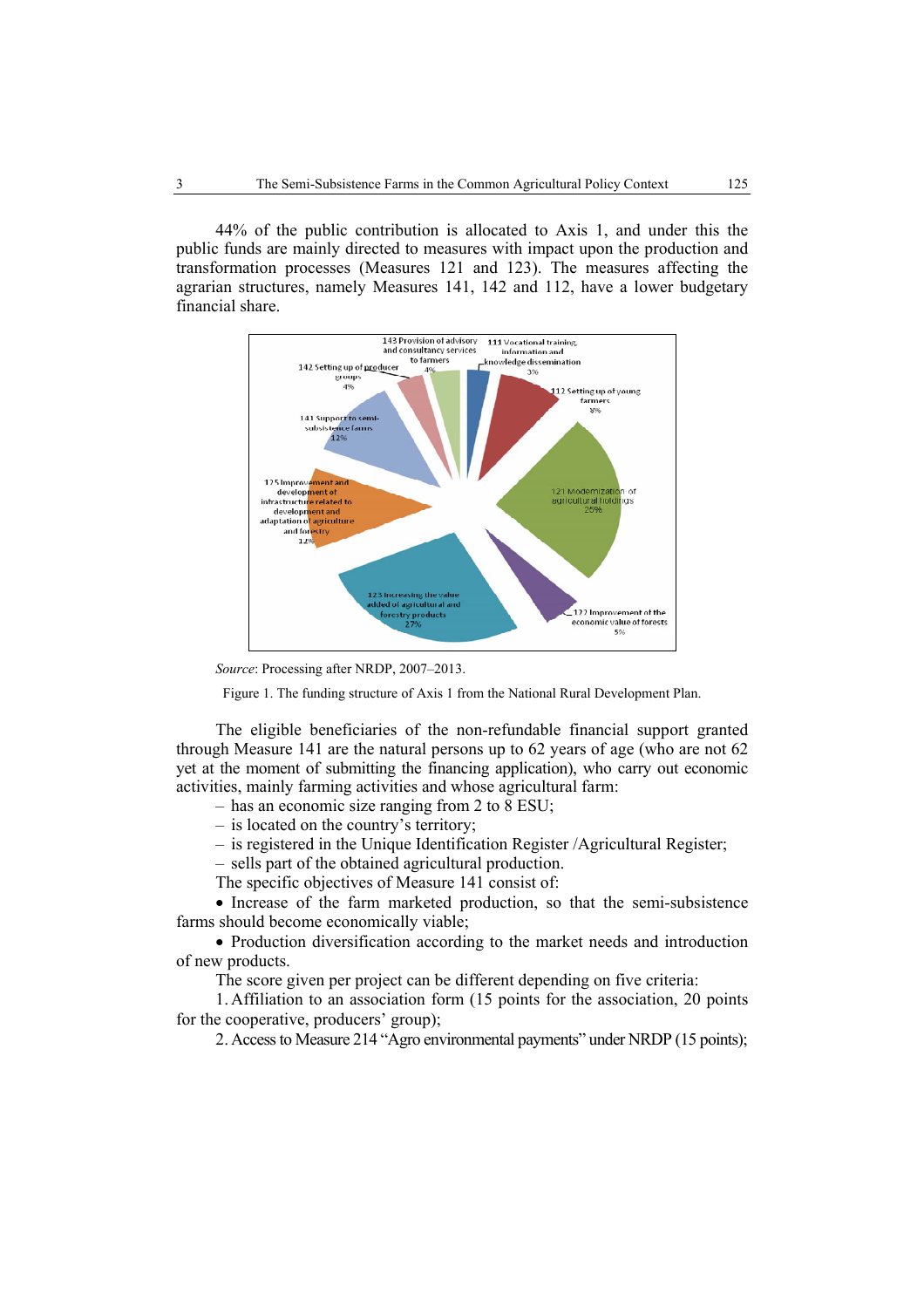44% of the public contribution is allocated to Axis 1, and under this the public funds are mainly directed to measures with impact upon the production and transformation processes (Measures 121 and 123). The measures affecting the agrarian structures, namely Measures 141, 142 and 112, have a lower budgetary financial share.

*Source*: Processing after NRDP, 2007–2013.

Figure 1. The funding structure of Axis 1 from the National Rural Development Plan.

The eligible beneficiaries of the non-refundable financial support granted through Measure 141 are the natural persons up to 62 years of age (who are not 62 yet at the moment of submitting the financing application), who carry out economic activities, mainly farming activities and whose agricultural farm:

– has an economic size ranging from 2 to 8 ESU;
– is located on the country's territory;
– is registered in the Unique Identification Register /Agricultural Register;
– sells part of the obtained agricultural production.

The specific objectives of Measure 141 consist of:

- Increase of the farm marketed production, so that the semi-subsistence farms should become economically viable;
- Production diversification according to the market needs and introduction of new products.

The score given per project can be different depending on five criteria:

1. Affiliation to an association form (15 points for the association, 20 points for the cooperative, producers' group);
2. Access to Measure 214 "Agro environmental payments" under NRDP (15 points);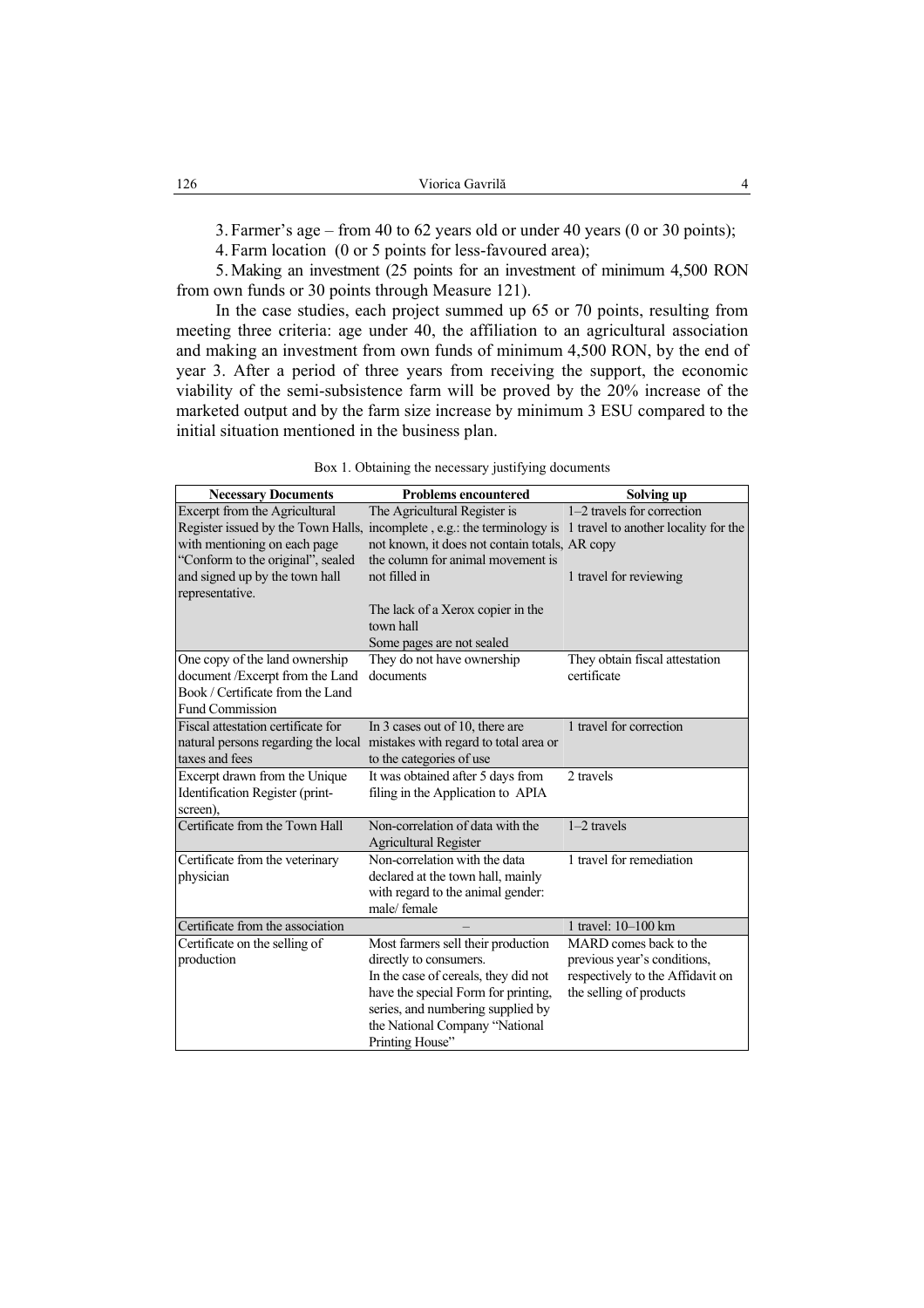3. Farmer's age – from 40 to 62 years old or under 40 years (0 or 30 points);

4. Farm location (0 or 5 points for less-favoured area);

5. Making an investment (25 points for an investment of minimum 4,500 RON from own funds or 30 points through Measure 121).

In the case studies, each project summed up 65 or 70 points, resulting from meeting three criteria: age under 40, the affiliation to an agricultural association and making an investment from own funds of minimum 4,500 RON, by the end of year 3. After a period of three years from receiving the support, the economic viability of the semi-subsistence farm will be proved by the 20% increase of the marketed output and by the farm size increase by minimum 3 ESU compared to the initial situation mentioned in the business plan.

Box 1. Obtaining the necessary justifying documents

| Necessary Documents | Problems encountered | Solving up |
|---|---|---|
| Excerpt from the Agricultural Register issued by the Town Halls, with mentioning on each page "Conform to the original", sealed and signed up by the town hall representative. | The Agricultural Register is incomplete , e.g.: the terminology is not known, it does not contain totals, the column for animal movement is not filled in<br><br>The lack of a Xerox copier in the town hall<br>Some pages are not sealed | 1–2 travels for correction<br>1 travel to another locality for the AR copy<br><br>1 travel for reviewing |
| One copy of the land ownership document /Excerpt from the Land Book / Certificate from the Land Fund Commission | They do not have ownership documents | They obtain fiscal attestation certificate |
| Fiscal attestation certificate for natural persons regarding the local taxes and fees | In 3 cases out of 10, there are mistakes with regard to total area or to the categories of use | 1 travel for correction |
| Excerpt drawn from the Unique Identification Register (print-screen), | It was obtained after 5 days from filing in the Application to APIA | 2 travels |
| Certificate from the Town Hall | Non-correlation of data with the Agricultural Register | 1–2 travels |
| Certificate from the veterinary physician | Non-correlation with the data declared at the town hall, mainly with regard to the animal gender: male/ female | 1 travel for remediation |
| Certificate from the association | – | 1 travel: 10–100 km |
| Certificate on the selling of production | Most farmers sell their production directly to consumers.<br>In the case of cereals, they did not have the special Form for printing, series, and numbering supplied by the National Company "National Printing House" | MARD comes back to the previous year's conditions, respectively to the Affidavit on the selling of products |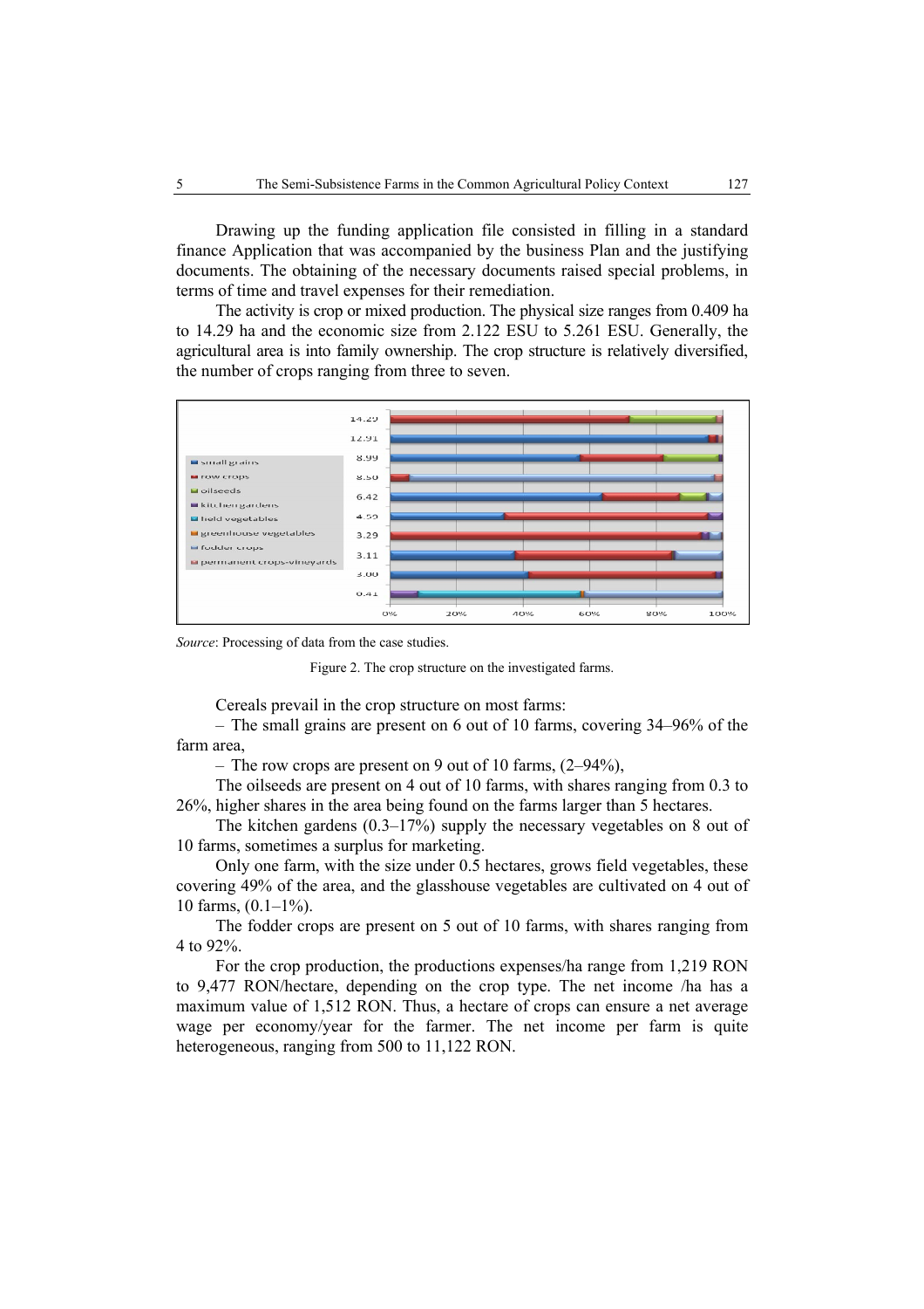Drawing up the funding application file consisted in filling in a standard finance Application that was accompanied by the business Plan and the justifying documents. The obtaining of the necessary documents raised special problems, in terms of time and travel expenses for their remediation.

The activity is crop or mixed production. The physical size ranges from 0.409 ha to 14.29 ha and the economic size from 2.122 ESU to 5.261 ESU. Generally, the agricultural area is into family ownership. The crop structure is relatively diversified, the number of crops ranging from three to seven.

*Source*: Processing of data from the case studies.

Figure 2. The crop structure on the investigated farms.

Cereals prevail in the crop structure on most farms:

– The small grains are present on 6 out of 10 farms, covering 34–96% of the farm area,

– The row crops are present on 9 out of 10 farms, (2–94%),

The oilseeds are present on 4 out of 10 farms, with shares ranging from 0.3 to 26%, higher shares in the area being found on the farms larger than 5 hectares.

The kitchen gardens (0.3–17%) supply the necessary vegetables on 8 out of 10 farms, sometimes a surplus for marketing.

Only one farm, with the size under 0.5 hectares, grows field vegetables, these covering 49% of the area, and the glasshouse vegetables are cultivated on 4 out of 10 farms, (0.1–1%).

The fodder crops are present on 5 out of 10 farms, with shares ranging from 4 to 92%.

For the crop production, the productions expenses/ha range from 1,219 RON to 9,477 RON/hectare, depending on the crop type. The net income /ha has a maximum value of 1,512 RON. Thus, a hectare of crops can ensure a net average wage per economy/year for the farmer. The net income per farm is quite heterogeneous, ranging from 500 to 11,122 RON.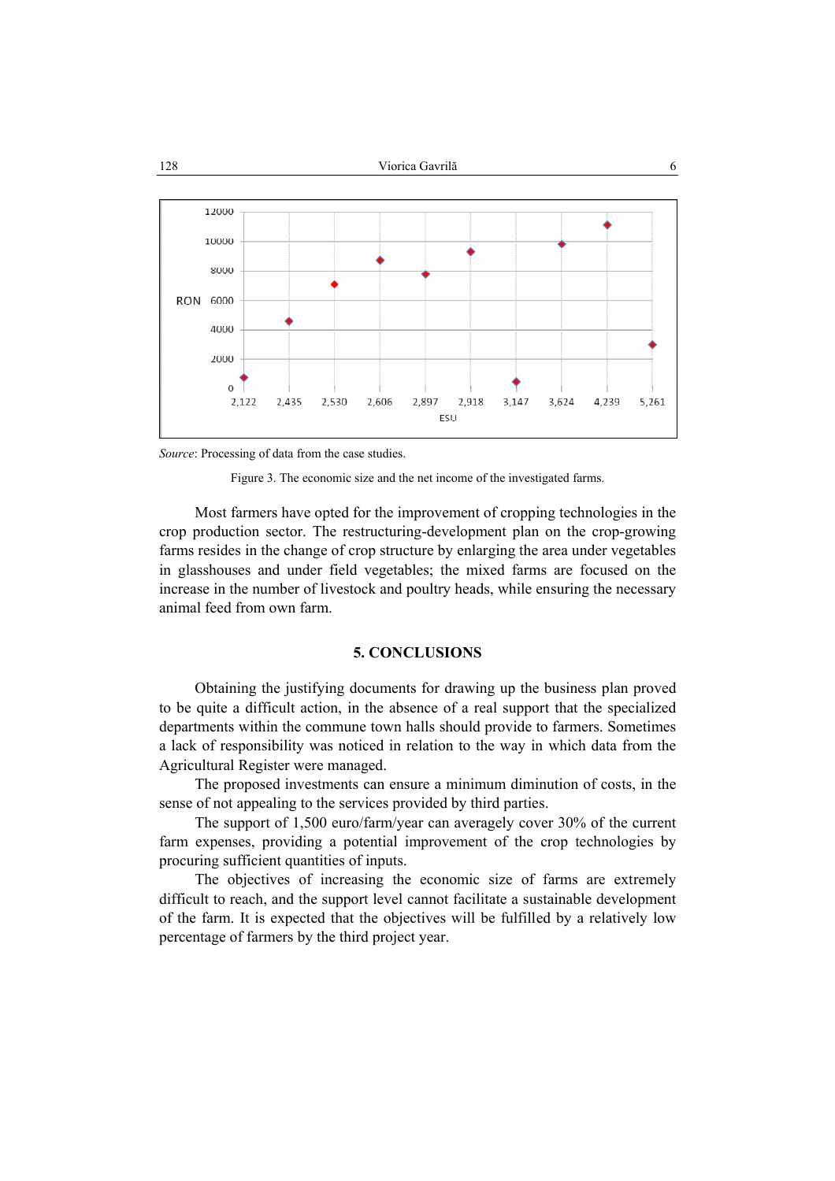*Source*: Processing of data from the case studies.

Figure 3. The economic size and the net income of the investigated farms.

Most farmers have opted for the improvement of cropping technologies in the crop production sector. The restructuring-development plan on the crop-growing farms resides in the change of crop structure by enlarging the area under vegetables in glasshouses and under field vegetables; the mixed farms are focused on the increase in the number of livestock and poultry heads, while ensuring the necessary animal feed from own farm.

## 5. CONCLUSIONS

Obtaining the justifying documents for drawing up the business plan proved to be quite a difficult action, in the absence of a real support that the specialized departments within the commune town halls should provide to farmers. Sometimes a lack of responsibility was noticed in relation to the way in which data from the Agricultural Register were managed.

The proposed investments can ensure a minimum diminution of costs, in the sense of not appealing to the services provided by third parties.

The support of 1,500 euro/farm/year can averagely cover 30% of the current farm expenses, providing a potential improvement of the crop technologies by procuring sufficient quantities of inputs.

The objectives of increasing the economic size of farms are extremely difficult to reach, and the support level cannot facilitate a sustainable development of the farm. It is expected that the objectives will be fulfilled by a relatively low percentage of farmers by the third project year.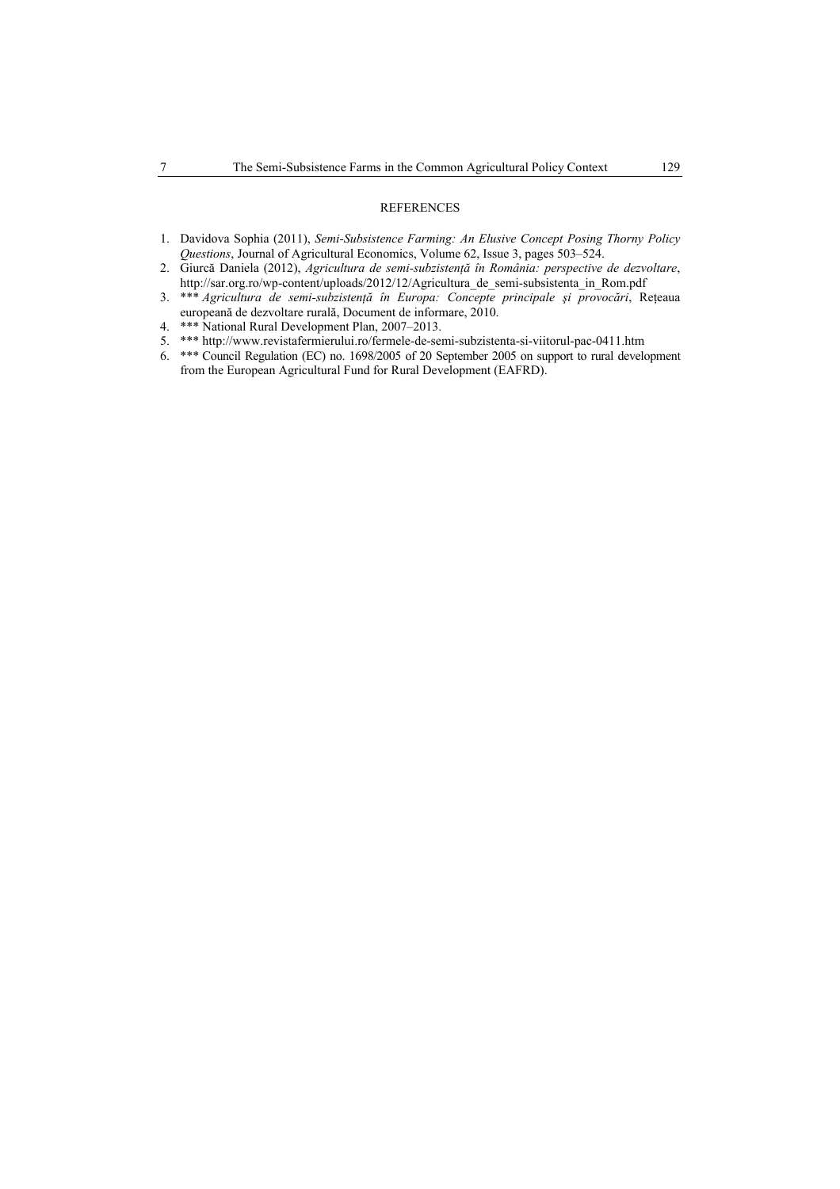## REFERENCES

1. Davidova Sophia (2011), *Semi-Subsistence Farming: An Elusive Concept Posing Thorny Policy Questions*, Journal of Agricultural Economics, Volume 62, Issue 3, pages 503–524.
2. Giurcă Daniela (2012), *Agricultura de semi-subzistență în România: perspective de dezvoltare*, http://sar.org.ro/wp-content/uploads/2012/12/Agricultura_de_semi-subsistenta_in_Rom.pdf
3. *** *Agricultura de semi-subzistență în Europa: Concepte principale şi provocări*, Rețeaua europeană de dezvoltare rurală, Document de informare, 2010.
4. *** National Rural Development Plan, 2007–2013.
5. *** http://www.revistafermierului.ro/fermele-de-semi-subzistenta-si-viitorul-pac-0411.htm
6. *** Council Regulation (EC) no. 1698/2005 of 20 September 2005 on support to rural development from the European Agricultural Fund for Rural Development (EAFRD).